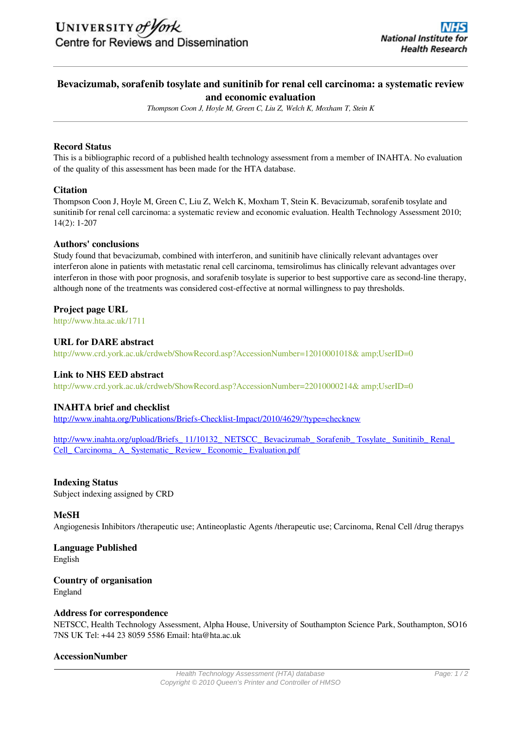# Bevacizumab, sorafenib tosylate and sunitinib for renal cell carcinoma: a systematic review and economic evaluation

*Thompson Coon J, Hoyle M, Green C, Liu Z, Welch K, Moxham T, Stein K*

## Record Status

This is a bibliographic record of a published health technology assessment from a member of INAHTA. No evaluation of the quality of this assessment has been made for the HTA database.

## Citation

Thompson Coon J, Hoyle M, Green C, Liu Z, Welch K, Moxham T, Stein K. Bevacizumab, sorafenib tosylate and sunitinib for renal cell carcinoma: a systematic review and economic evaluation. Health Technology Assessment 2010; 14(2): 1-207

## Authors' conclusions

Study found that bevacizumab, combined with interferon, and sunitinib have clinically relevant advantages over interferon alone in patients with metastatic renal cell carcinoma, temsirolimus has clinically relevant advantages over interferon in those with poor prognosis, and sorafenib tosylate is superior to best supportive care as second-line therapy, although none of the treatments was considered cost-effective at normal willingness to pay thresholds.

## Project page URL

http://www.hta.ac.uk/1711

## URL for DARE abstract

http://www.crd.york.ac.uk/crdweb/ShowRecord.asp?AccessionNumber=12010001018& amp;UserID=0

## Link to NHS EED abstract

http://www.crd.york.ac.uk/crdweb/ShowRecord.asp?AccessionNumber=22010000214& amp;UserID=0

## INAHTA brief and checklist

http://www.inahta.org/Publications/Briefs-Checklist-Impact/2010/4629/?type=checknew

http://www.inahta.org/upload/Briefs_11/10132_NETSCC_Bevacizumab_Sorafenib_Tosylate_Sunitinib_Renal_Cell_Carcinoma_A_Systematic_Review_Economic_Evaluation.pdf

## Indexing Status

Subject indexing assigned by CRD

## MeSH

Angiogenesis Inhibitors /therapeutic use; Antineoplastic Agents /therapeutic use; Carcinoma, Renal Cell /drug therapys

## Language Published

English

## Country of organisation

England

## Address for correspondence

NETSCC, Health Technology Assessment, Alpha House, University of Southampton Science Park, Southampton, SO16 7NS UK Tel: +44 23 8059 5586 Email: hta@hta.ac.uk

## AccessionNumber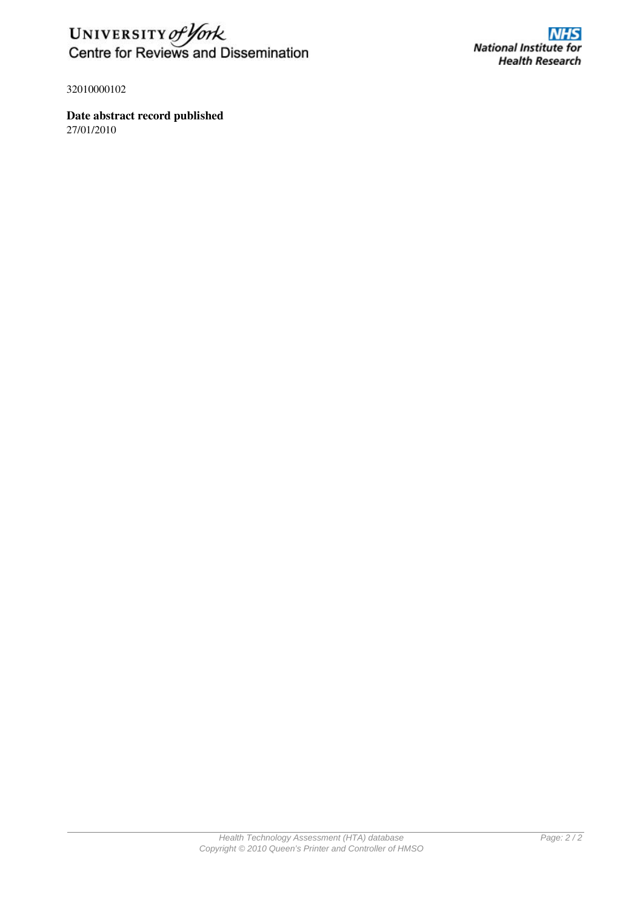32010000102

**Date abstract record published**
27/01/2010